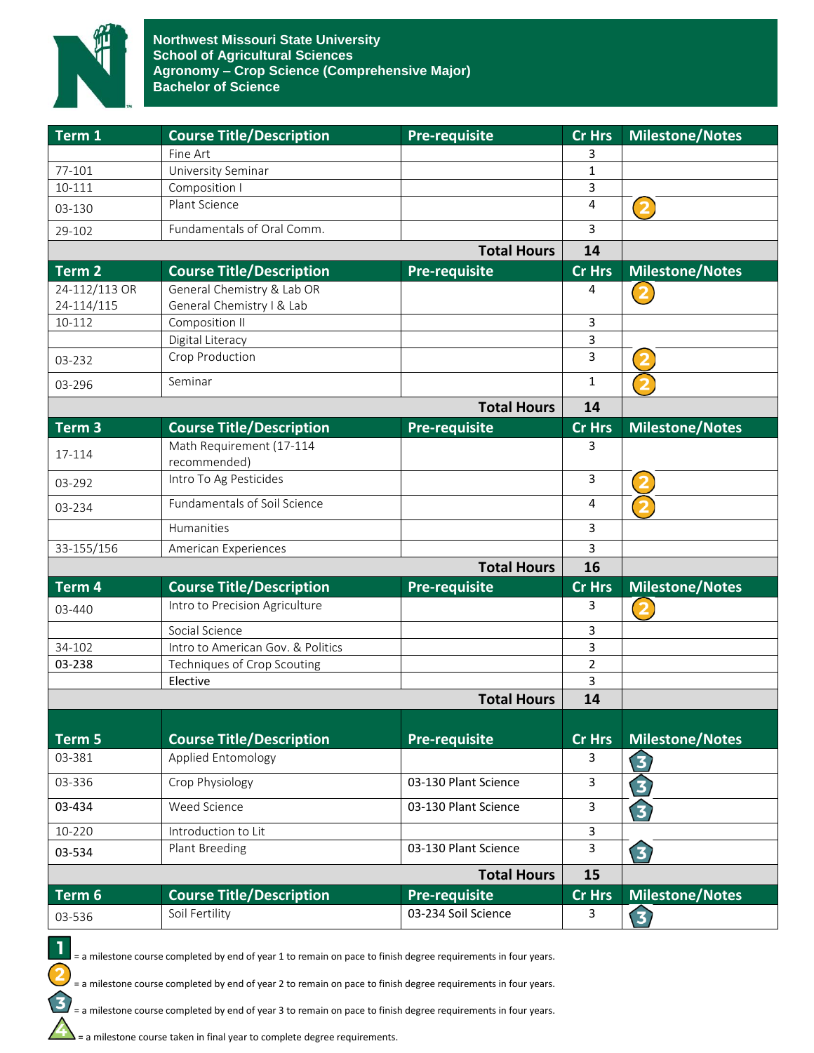**Northwest Missouri State University**
**School of Agricultural Sciences**
**Agronomy – Crop Science (Comprehensive Major)**
**Bachelor of Science**

| Term 1 | Course Title/Description | Pre-requisite | Cr Hrs | Milestone/Notes |
|---|---|---|---|---|
| | Fine Art | | 3 | |
| 77-101 | University Seminar | | 1 | |
| 10-111 | Composition I | | 3 | |
| 03-130 | Plant Science | | 4 | 2 |
| 29-102 | Fundamentals of Oral Comm. | | 3 | |
| | | **Total Hours** | **14** | |

| Term 2 | Course Title/Description | Pre-requisite | Cr Hrs | Milestone/Notes |
|---|---|---|---|---|
| 24-112/113 OR 24-114/115 | General Chemistry & Lab OR General Chemistry I & Lab | | 4 | 2 |
| 10-112 | Composition II | | 3 | |
| | Digital Literacy | | 3 | |
| 03-232 | Crop Production | | 3 | 2 |
| 03-296 | Seminar | | 1 | 2 |
| | | **Total Hours** | **14** | |

| Term 3 | Course Title/Description | Pre-requisite | Cr Hrs | Milestone/Notes |
|---|---|---|---|---|
| 17-114 | Math Requirement (17-114 recommended) | | 3 | |
| 03-292 | Intro To Ag Pesticides | | 3 | 2 |
| 03-234 | Fundamentals of Soil Science | | 4 | 2 |
| | Humanities | | 3 | |
| 33-155/156 | American Experiences | | 3 | |
| | | **Total Hours** | **16** | |

| Term 4 | Course Title/Description | Pre-requisite | Cr Hrs | Milestone/Notes |
|---|---|---|---|---|
| 03-440 | Intro to Precision Agriculture | | 3 | 2 |
| | Social Science | | 3 | |
| 34-102 | Intro to American Gov. & Politics | | 3 | |
| 03-238 | Techniques of Crop Scouting | | 2 | |
| | Elective | | 3 | |
| | | **Total Hours** | **14** | |

| Term 5 | Course Title/Description | Pre-requisite | Cr Hrs | Milestone/Notes |
|---|---|---|---|---|
| 03-381 | Applied Entomology | | 3 | 3 |
| 03-336 | Crop Physiology | 03-130 Plant Science | 3 | 3 |
| 03-434 | Weed Science | 03-130 Plant Science | 3 | 3 |
| 10-220 | Introduction to Lit | | 3 | |
| 03-534 | Plant Breeding | 03-130 Plant Science | 3 | 3 |
| | | **Total Hours** | **15** | |

| Term 6 | Course Title/Description | Pre-requisite | Cr Hrs | Milestone/Notes |
|---|---|---|---|---|
| 03-536 | Soil Fertility | 03-234 Soil Science | 3 | 3 |

1 = a milestone course completed by end of year 1 to remain on pace to finish degree requirements in four years.

2 = a milestone course completed by end of year 2 to remain on pace to finish degree requirements in four years.

3 = a milestone course completed by end of year 3 to remain on pace to finish degree requirements in four years.

4 = a milestone course taken in final year to complete degree requirements.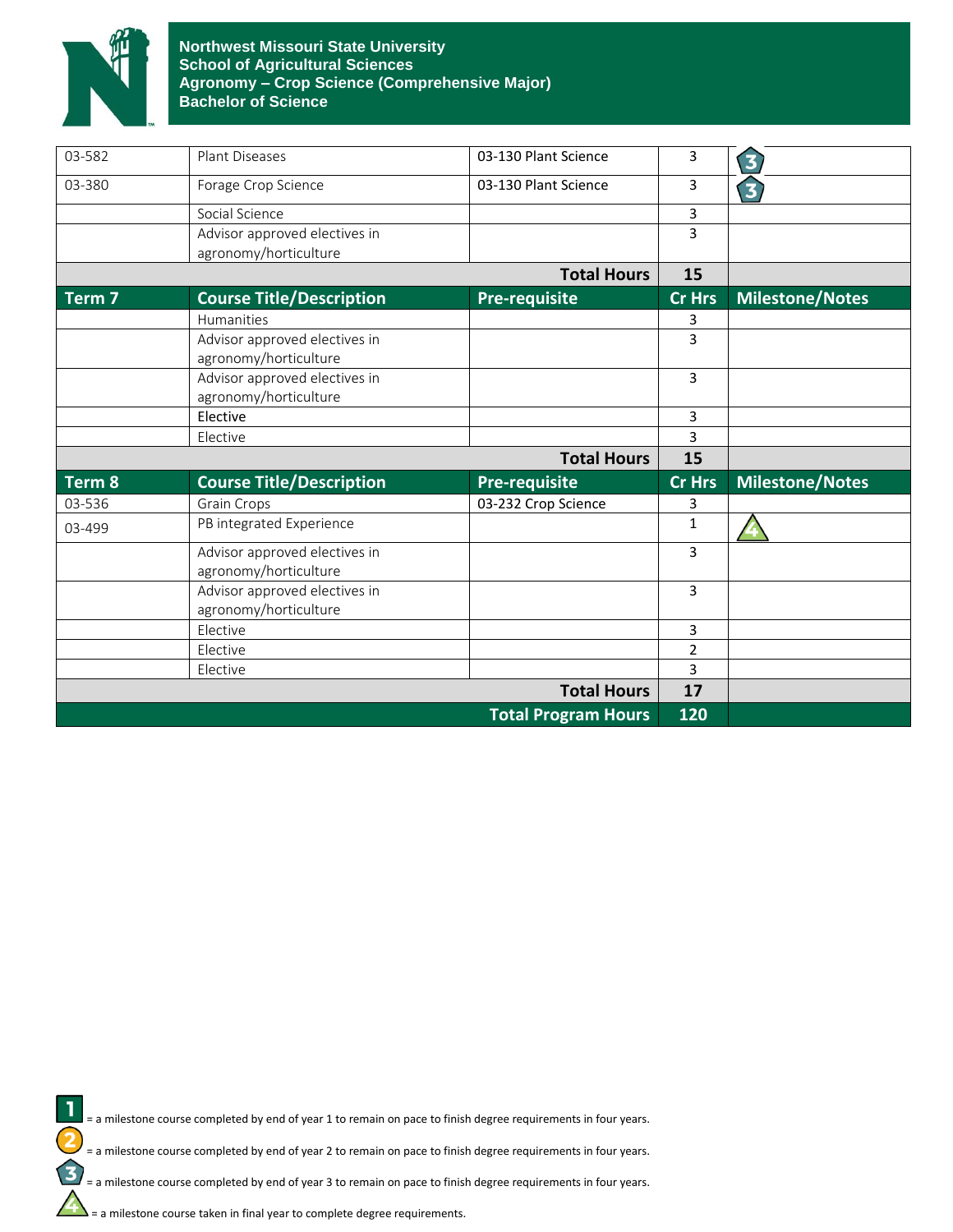**Northwest Missouri State University**
**School of Agricultural Sciences**
**Agronomy – Crop Science (Comprehensive Major)**
**Bachelor of Science**

| | | | | |
|---|---|---|---|---|
| 03-582 | Plant Diseases | 03-130 Plant Science | 3 | 3 |
| 03-380 | Forage Crop Science | 03-130 Plant Science | 3 | 3 |
| | Social Science | | 3 | |
| | Advisor approved electives in agronomy/horticulture | | 3 | |
| | | **Total Hours** | **15** | |
| **Term 7** | **Course Title/Description** | **Pre-requisite** | **Cr Hrs** | **Milestone/Notes** |
| | Humanities | | 3 | |
| | Advisor approved electives in agronomy/horticulture | | 3 | |
| | Advisor approved electives in agronomy/horticulture | | 3 | |
| | Elective | | 3 | |
| | Elective | | 3 | |
| | | **Total Hours** | **15** | |
| **Term 8** | **Course Title/Description** | **Pre-requisite** | **Cr Hrs** | **Milestone/Notes** |
| 03-536 | Grain Crops | 03-232 Crop Science | 3 | |
| 03-499 | PB integrated Experience | | 1 | 4 |
| | Advisor approved electives in agronomy/horticulture | | 3 | |
| | Advisor approved electives in agronomy/horticulture | | 3 | |
| | Elective | | 3 | |
| | Elective | | 2 | |
| | Elective | | 3 | |
| | | **Total Hours** | **17** | |
| | | **Total Program Hours** | **120** | |

1 = a milestone course completed by end of year 1 to remain on pace to finish degree requirements in four years.

2 = a milestone course completed by end of year 2 to remain on pace to finish degree requirements in four years.

3 = a milestone course completed by end of year 3 to remain on pace to finish degree requirements in four years.

4 = a milestone course taken in final year to complete degree requirements.